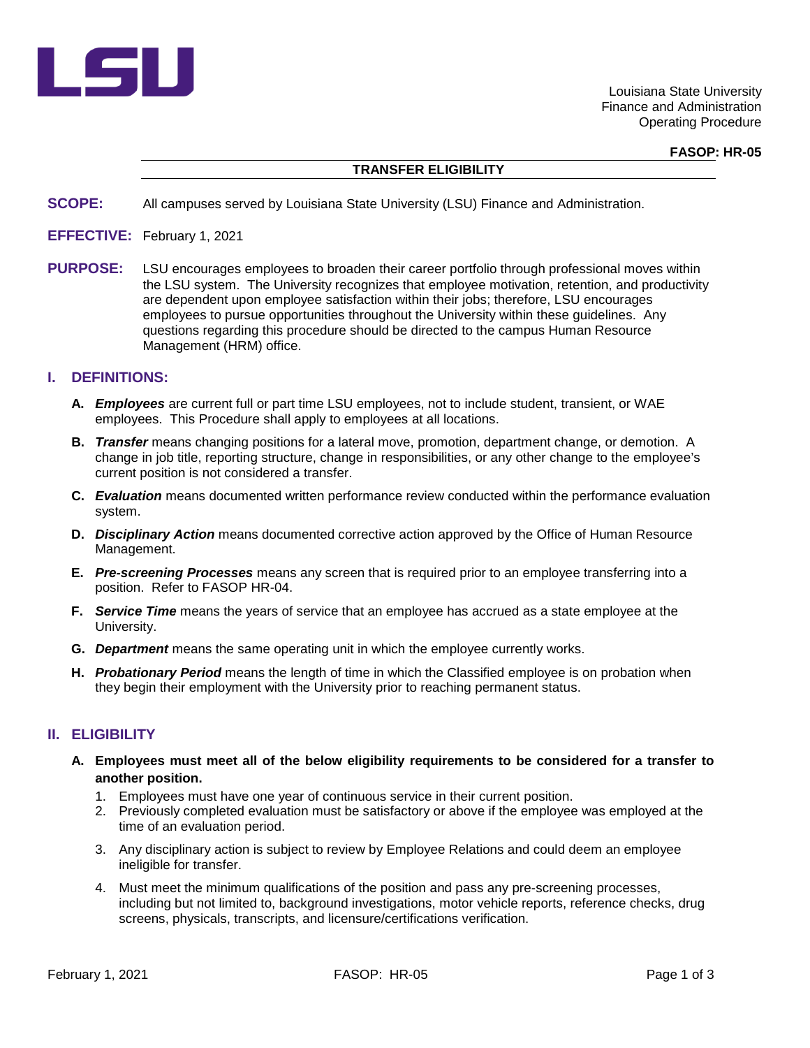Louisiana State University
Finance and Administration
Operating Procedure

**FASOP: HR-05**

# TRANSFER ELIGIBILITY

**SCOPE:** All campuses served by Louisiana State University (LSU) Finance and Administration.

**EFFECTIVE:** February 1, 2021

**PURPOSE:** LSU encourages employees to broaden their career portfolio through professional moves within the LSU system. The University recognizes that employee motivation, retention, and productivity are dependent upon employee satisfaction within their jobs; therefore, LSU encourages employees to pursue opportunities throughout the University within these guidelines. Any questions regarding this procedure should be directed to the campus Human Resource Management (HRM) office.

## I. DEFINITIONS:

**A.** ***Employees*** are current full or part time LSU employees, not to include student, transient, or WAE employees. This Procedure shall apply to employees at all locations.

**B.** ***Transfer*** means changing positions for a lateral move, promotion, department change, or demotion. A change in job title, reporting structure, change in responsibilities, or any other change to the employee's current position is not considered a transfer.

**C.** ***Evaluation*** means documented written performance review conducted within the performance evaluation system.

**D.** ***Disciplinary Action*** means documented corrective action approved by the Office of Human Resource Management.

**E.** ***Pre-screening Processes*** means any screen that is required prior to an employee transferring into a position. Refer to FASOP HR-04.

**F.** ***Service Time*** means the years of service that an employee has accrued as a state employee at the University.

**G.** ***Department*** means the same operating unit in which the employee currently works.

**H.** ***Probationary Period*** means the length of time in which the Classified employee is on probation when they begin their employment with the University prior to reaching permanent status.

## II. ELIGIBILITY

**A. Employees must meet all of the below eligibility requirements to be considered for a transfer to another position.**

1. Employees must have one year of continuous service in their current position.
2. Previously completed evaluation must be satisfactory or above if the employee was employed at the time of an evaluation period.
3. Any disciplinary action is subject to review by Employee Relations and could deem an employee ineligible for transfer.
4. Must meet the minimum qualifications of the position and pass any pre-screening processes, including but not limited to, background investigations, motor vehicle reports, reference checks, drug screens, physicals, transcripts, and licensure/certifications verification.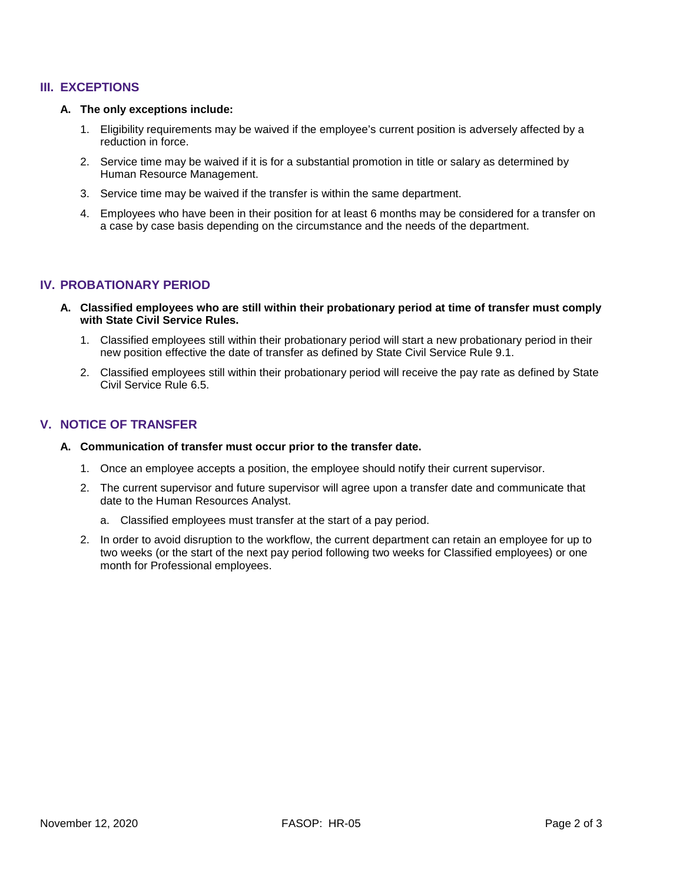## III. EXCEPTIONS

**A. The only exceptions include:**

1. Eligibility requirements may be waived if the employee's current position is adversely affected by a reduction in force.
2. Service time may be waived if it is for a substantial promotion in title or salary as determined by Human Resource Management.
3. Service time may be waived if the transfer is within the same department.
4. Employees who have been in their position for at least 6 months may be considered for a transfer on a case by case basis depending on the circumstance and the needs of the department.

## IV. PROBATIONARY PERIOD

**A. Classified employees who are still within their probationary period at time of transfer must comply with State Civil Service Rules.**

1. Classified employees still within their probationary period will start a new probationary period in their new position effective the date of transfer as defined by State Civil Service Rule 9.1.
2. Classified employees still within their probationary period will receive the pay rate as defined by State Civil Service Rule 6.5.

## V. NOTICE OF TRANSFER

**A. Communication of transfer must occur prior to the transfer date.**

1. Once an employee accepts a position, the employee should notify their current supervisor.
2. The current supervisor and future supervisor will agree upon a transfer date and communicate that date to the Human Resources Analyst.
   a. Classified employees must transfer at the start of a pay period.

2. In order to avoid disruption to the workflow, the current department can retain an employee for up to two weeks (or the start of the next pay period following two weeks for Classified employees) or one month for Professional employees.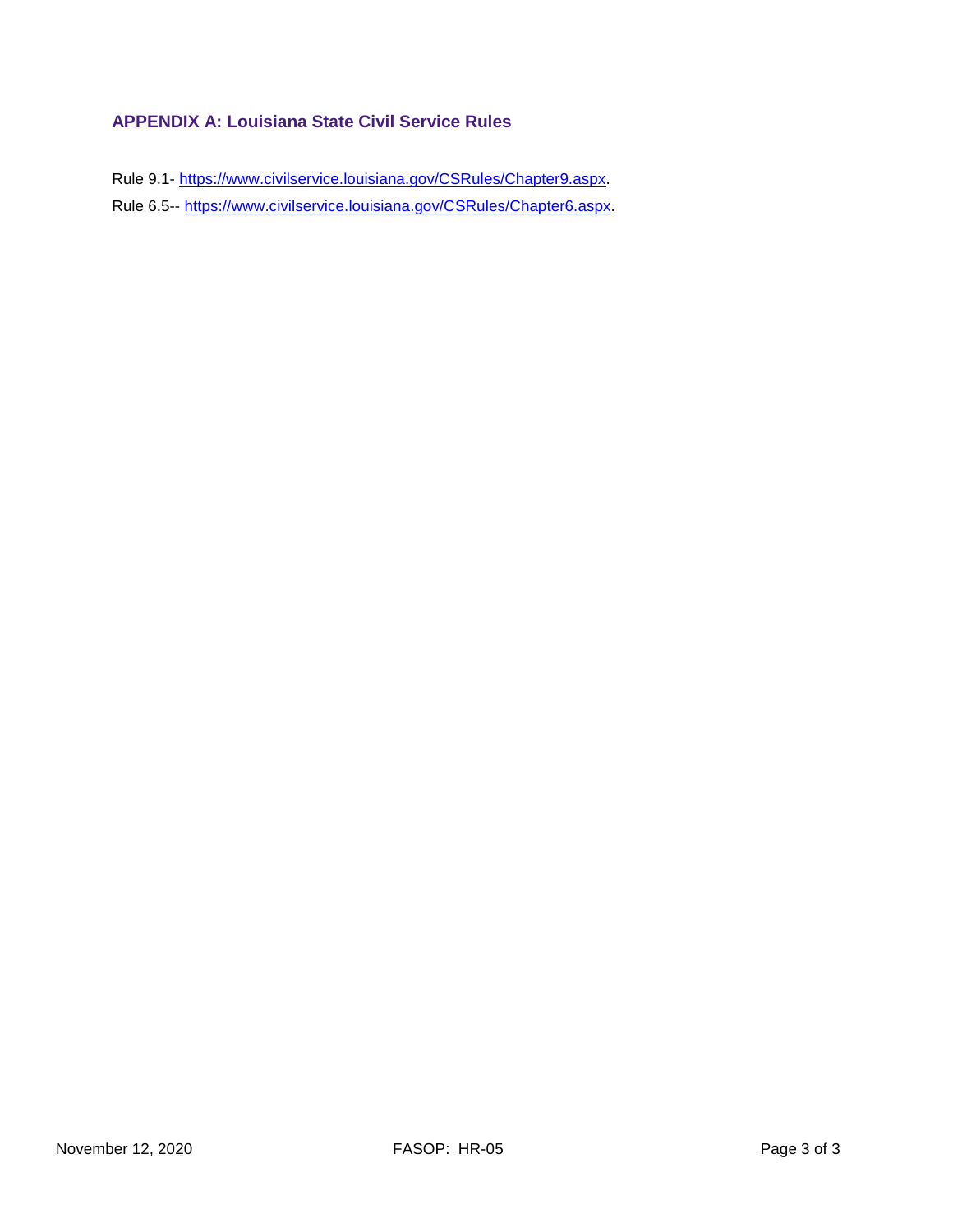## APPENDIX A: Louisiana State Civil Service Rules

Rule 9.1- [https://www.civilservice.louisiana.gov/CSRules/Chapter9.aspx](https://www.civilservice.louisiana.gov/CSRules/Chapter9.aspx).

Rule 6.5-- [https://www.civilservice.louisiana.gov/CSRules/Chapter6.aspx](https://www.civilservice.louisiana.gov/CSRules/Chapter6.aspx).